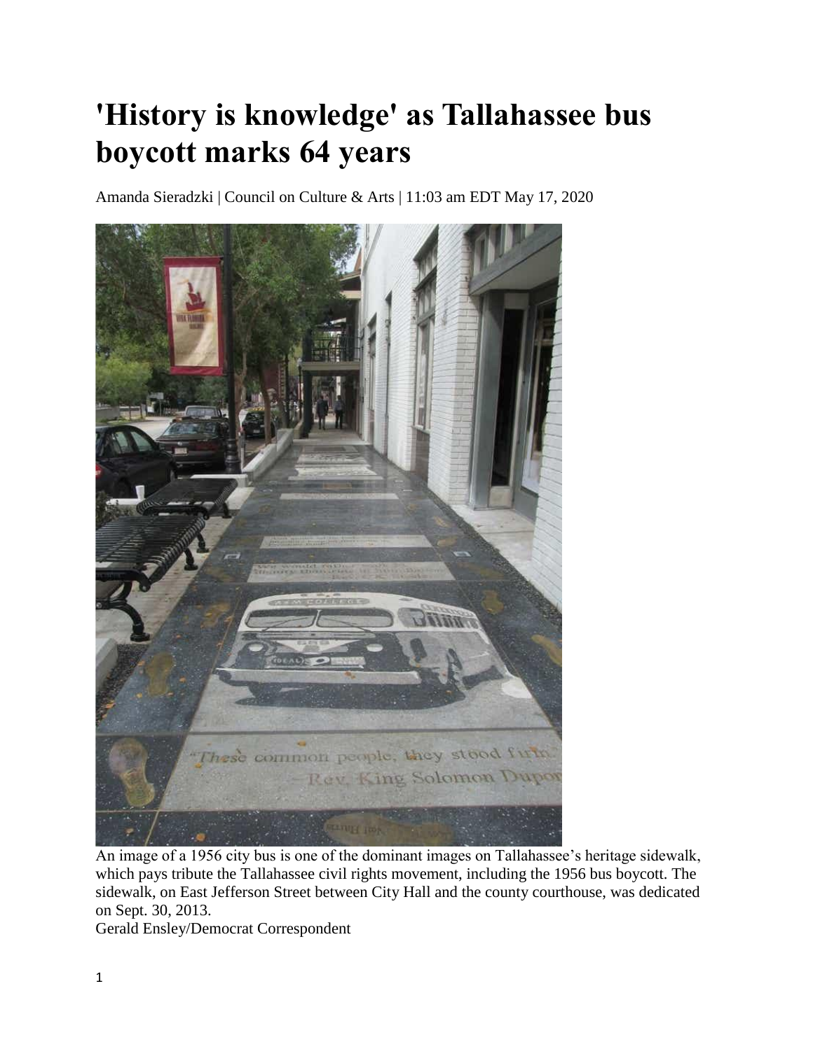# 'History is knowledge' as Tallahassee bus boycott marks 64 years

Amanda Sieradzki | Council on Culture & Arts | 11:03 am EDT May 17, 2020

An image of a 1956 city bus is one of the dominant images on Tallahassee's heritage sidewalk, which pays tribute the Tallahassee civil rights movement, including the 1956 bus boycott. The sidewalk, on East Jefferson Street between City Hall and the county courthouse, was dedicated on Sept. 30, 2013.

Gerald Ensley/Democrat Correspondent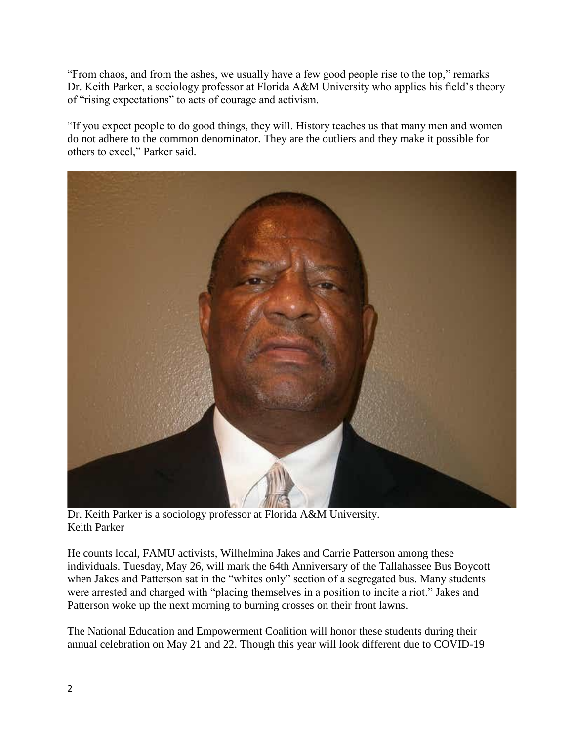"From chaos, and from the ashes, we usually have a few good people rise to the top," remarks Dr. Keith Parker, a sociology professor at Florida A&M University who applies his field's theory of "rising expectations" to acts of courage and activism.

"If you expect people to do good things, they will. History teaches us that many men and women do not adhere to the common denominator. They are the outliers and they make it possible for others to excel," Parker said.

Dr. Keith Parker is a sociology professor at Florida A&M University.
Keith Parker

He counts local, FAMU activists, Wilhelmina Jakes and Carrie Patterson among these individuals. Tuesday, May 26, will mark the 64th Anniversary of the Tallahassee Bus Boycott when Jakes and Patterson sat in the "whites only" section of a segregated bus. Many students were arrested and charged with "placing themselves in a position to incite a riot." Jakes and Patterson woke up the next morning to burning crosses on their front lawns.

The National Education and Empowerment Coalition will honor these students during their annual celebration on May 21 and 22. Though this year will look different due to COVID-19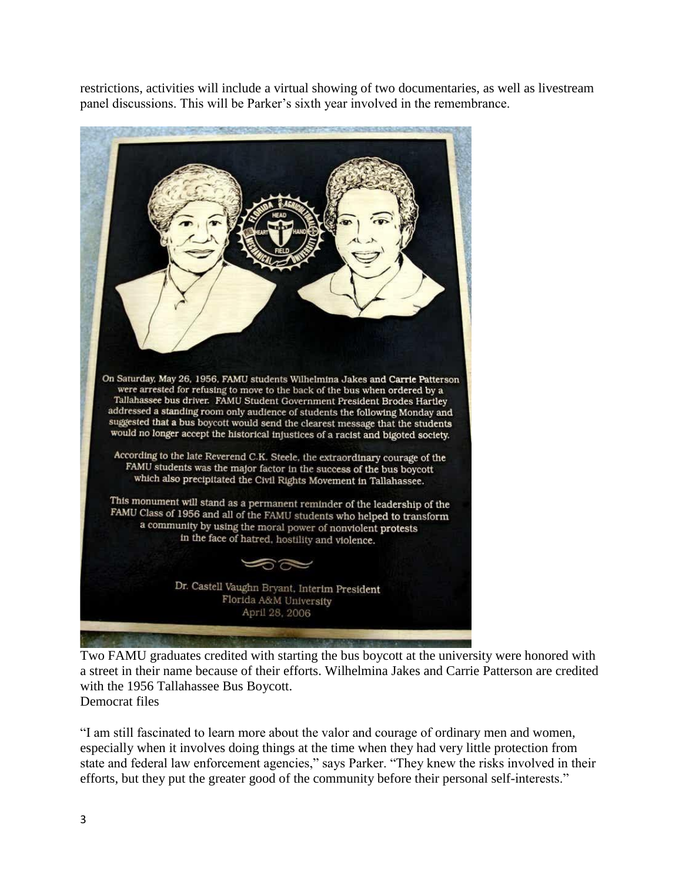restrictions, activities will include a virtual showing of two documentaries, as well as livestream panel discussions. This will be Parker's sixth year involved in the remembrance.

On Saturday, May 26, 1956, FAMU students Wilhelmina Jakes and Carrie Patterson were arrested for refusing to move to the back of the bus when ordered by a Tallahassee bus driver. FAMU Student Government President Brodes Hartley addressed a standing room only audience of students the following Monday and suggested that a bus boycott would send the clearest message that the students would no longer accept the historical injustices of a racist and bigoted society.

According to the late Reverend C.K. Steele, the extraordinary courage of the FAMU students was the major factor in the success of the bus boycott which also precipitated the Civil Rights Movement in Tallahassee.

This monument will stand as a permanent reminder of the leadership of the FAMU Class of 1956 and all of the FAMU students who helped to transform a community by using the moral power of nonviolent protests in the face of hatred, hostility and violence.

Dr. Castell Vaughn Bryant, Interim President
Florida A&M University
April 28, 2006

Two FAMU graduates credited with starting the bus boycott at the university were honored with a street in their name because of their efforts. Wilhelmina Jakes and Carrie Patterson are credited with the 1956 Tallahassee Bus Boycott.
Democrat files

"I am still fascinated to learn more about the valor and courage of ordinary men and women, especially when it involves doing things at the time when they had very little protection from state and federal law enforcement agencies," says Parker. "They knew the risks involved in their efforts, but they put the greater good of the community before their personal self-interests."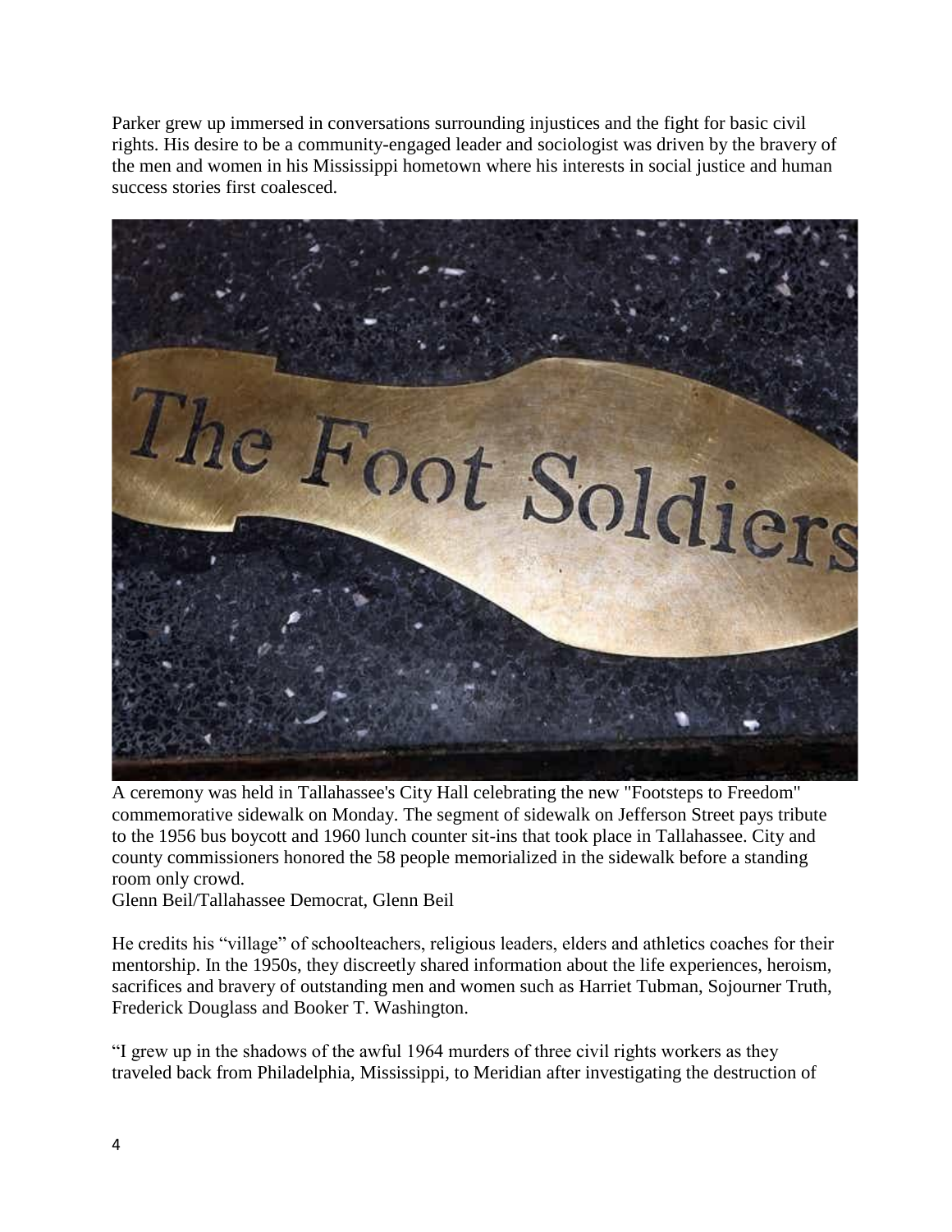Parker grew up immersed in conversations surrounding injustices and the fight for basic civil rights. His desire to be a community-engaged leader and sociologist was driven by the bravery of the men and women in his Mississippi hometown where his interests in social justice and human success stories first coalesced.

A ceremony was held in Tallahassee's City Hall celebrating the new "Footsteps to Freedom" commemorative sidewalk on Monday. The segment of sidewalk on Jefferson Street pays tribute to the 1956 bus boycott and 1960 lunch counter sit-ins that took place in Tallahassee. City and county commissioners honored the 58 people memorialized in the sidewalk before a standing room only crowd.
Glenn Beil/Tallahassee Democrat, Glenn Beil

He credits his "village" of schoolteachers, religious leaders, elders and athletics coaches for their mentorship. In the 1950s, they discreetly shared information about the life experiences, heroism, sacrifices and bravery of outstanding men and women such as Harriet Tubman, Sojourner Truth, Frederick Douglass and Booker T. Washington.

"I grew up in the shadows of the awful 1964 murders of three civil rights workers as they traveled back from Philadelphia, Mississippi, to Meridian after investigating the destruction of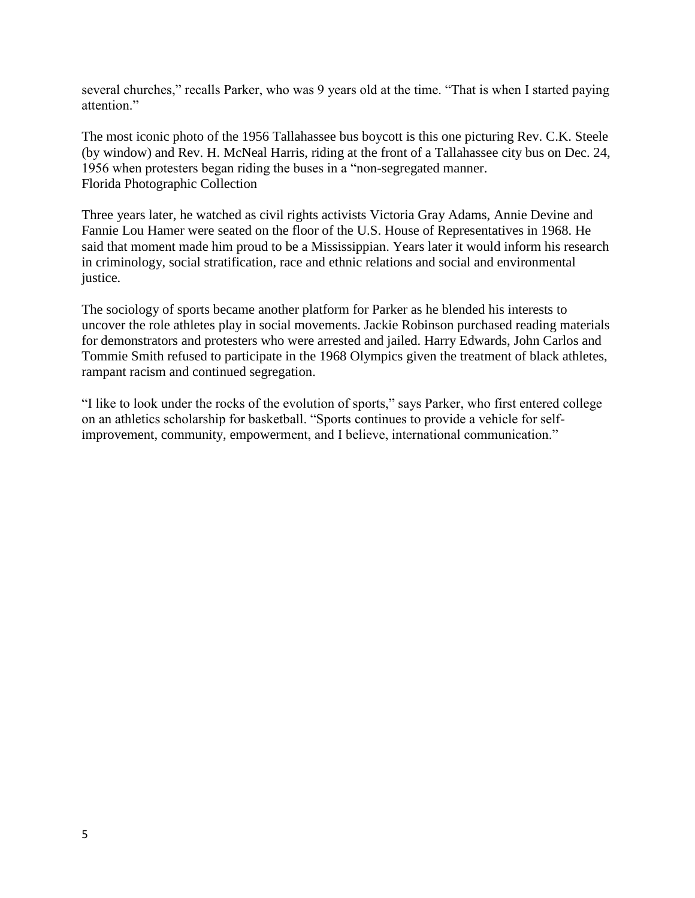several churches," recalls Parker, who was 9 years old at the time. "That is when I started paying attention."

The most iconic photo of the 1956 Tallahassee bus boycott is this one picturing Rev. C.K. Steele (by window) and Rev. H. McNeal Harris, riding at the front of a Tallahassee city bus on Dec. 24, 1956 when protesters began riding the buses in a "non-segregated manner.
Florida Photographic Collection

Three years later, he watched as civil rights activists Victoria Gray Adams, Annie Devine and Fannie Lou Hamer were seated on the floor of the U.S. House of Representatives in 1968. He said that moment made him proud to be a Mississippian. Years later it would inform his research in criminology, social stratification, race and ethnic relations and social and environmental justice.

The sociology of sports became another platform for Parker as he blended his interests to uncover the role athletes play in social movements. Jackie Robinson purchased reading materials for demonstrators and protesters who were arrested and jailed. Harry Edwards, John Carlos and Tommie Smith refused to participate in the 1968 Olympics given the treatment of black athletes, rampant racism and continued segregation.

"I like to look under the rocks of the evolution of sports," says Parker, who first entered college on an athletics scholarship for basketball. "Sports continues to provide a vehicle for self-improvement, community, empowerment, and I believe, international communication."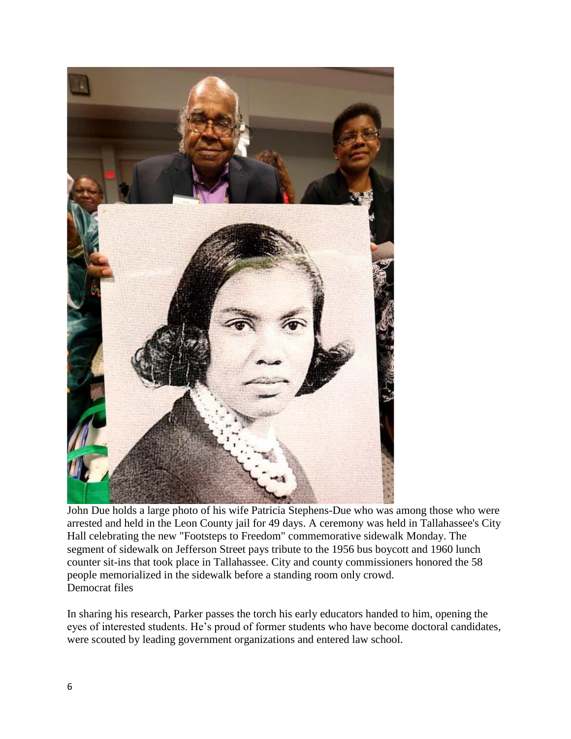John Due holds a large photo of his wife Patricia Stephens-Due who was among those who were arrested and held in the Leon County jail for 49 days. A ceremony was held in Tallahassee's City Hall celebrating the new "Footsteps to Freedom" commemorative sidewalk Monday. The segment of sidewalk on Jefferson Street pays tribute to the 1956 bus boycott and 1960 lunch counter sit-ins that took place in Tallahassee. City and county commissioners honored the 58 people memorialized in the sidewalk before a standing room only crowd.
Democrat files

In sharing his research, Parker passes the torch his early educators handed to him, opening the eyes of interested students. He's proud of former students who have become doctoral candidates, were scouted by leading government organizations and entered law school.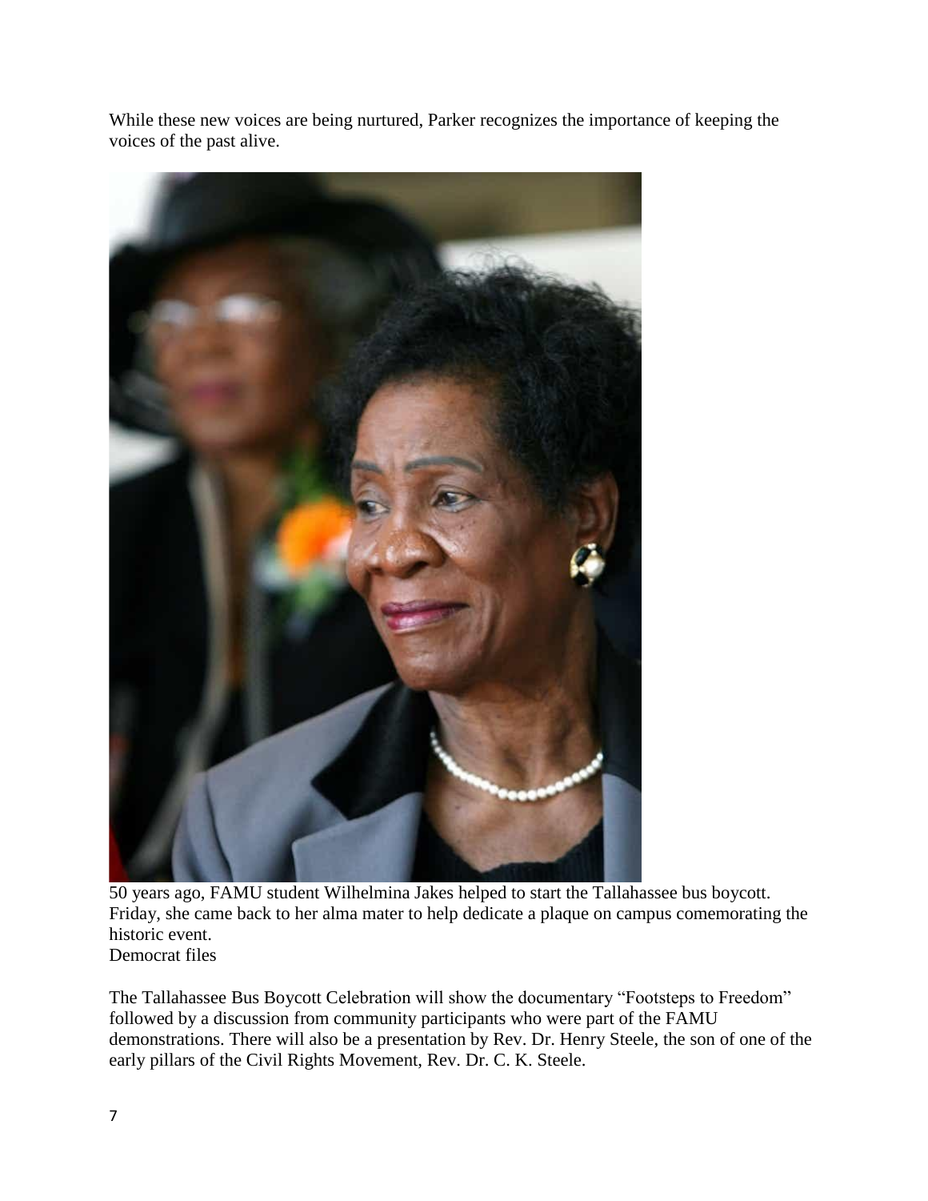While these new voices are being nurtured, Parker recognizes the importance of keeping the voices of the past alive.

50 years ago, FAMU student Wilhelmina Jakes helped to start the Tallahassee bus boycott. Friday, she came back to her alma mater to help dedicate a plaque on campus comemorating the historic event.
Democrat files

The Tallahassee Bus Boycott Celebration will show the documentary “Footsteps to Freedom” followed by a discussion from community participants who were part of the FAMU demonstrations. There will also be a presentation by Rev. Dr. Henry Steele, the son of one of the early pillars of the Civil Rights Movement, Rev. Dr. C. K. Steele.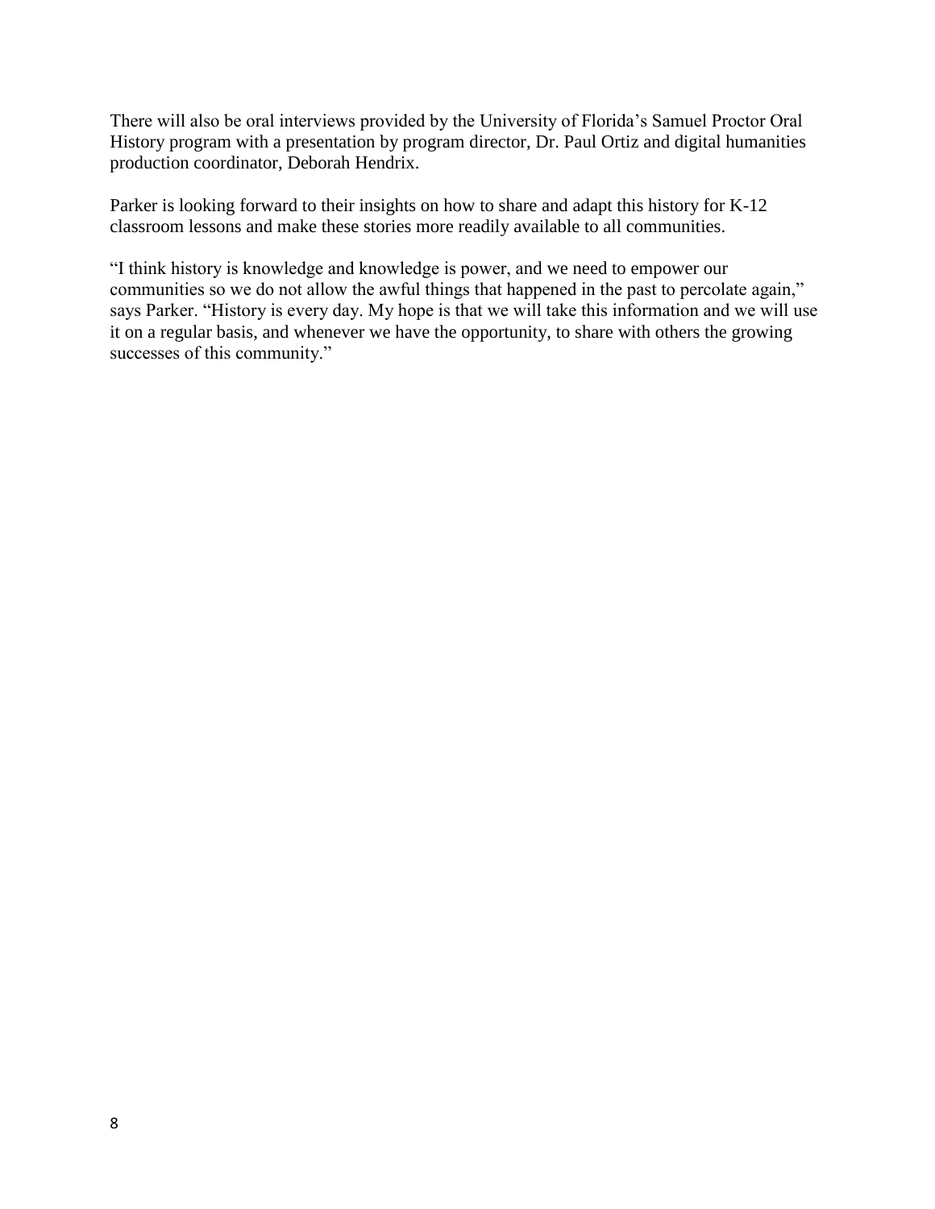There will also be oral interviews provided by the University of Florida's Samuel Proctor Oral History program with a presentation by program director, Dr. Paul Ortiz and digital humanities production coordinator, Deborah Hendrix.

Parker is looking forward to their insights on how to share and adapt this history for K-12 classroom lessons and make these stories more readily available to all communities.

"I think history is knowledge and knowledge is power, and we need to empower our communities so we do not allow the awful things that happened in the past to percolate again," says Parker. "History is every day. My hope is that we will take this information and we will use it on a regular basis, and whenever we have the opportunity, to share with others the growing successes of this community."